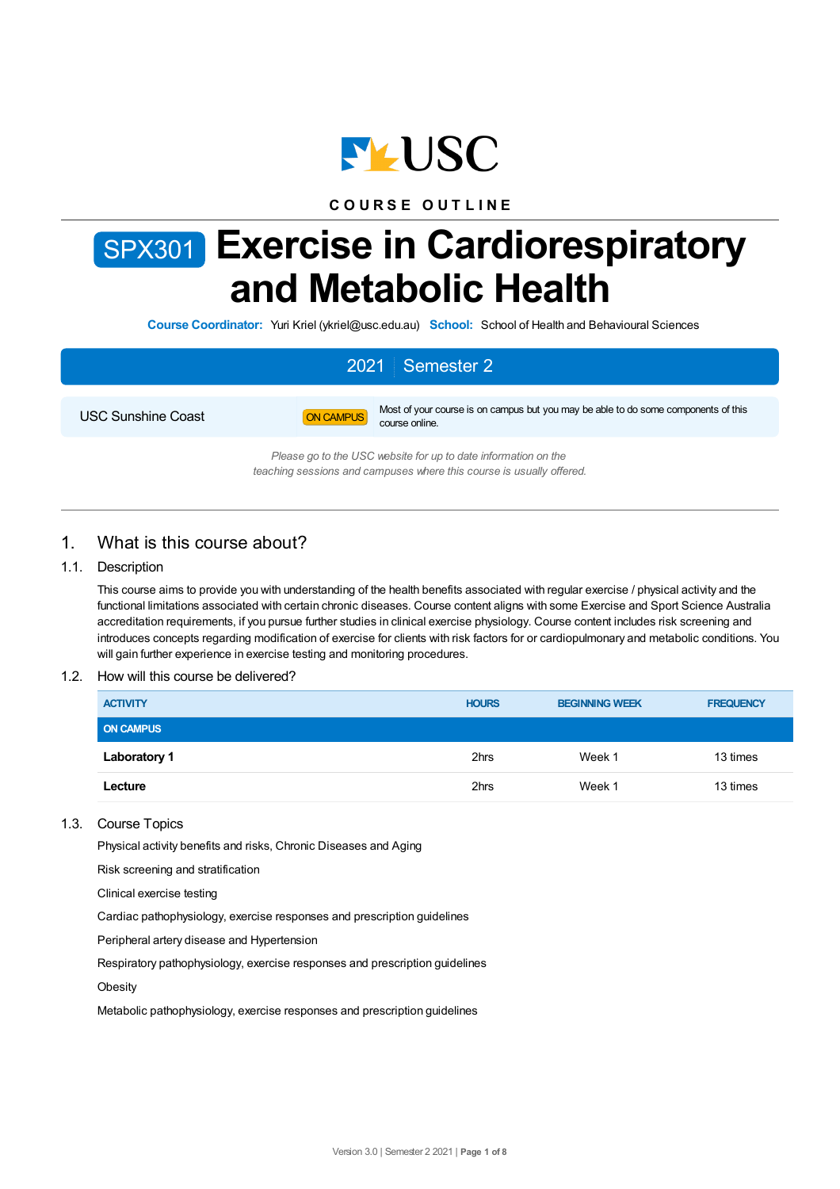USC

COURSE OUTLINE

# SPX301 Exercise in Cardiorespiratory and Metabolic Health

**Course Coordinator:** Yuri Kriel (ykriel@usc.edu.au) **School:** School of Health and Behavioural Sciences

| 2021 | Semester 2 |
|---|---|

| USC Sunshine Coast | ON CAMPUS | Most of your course is on campus but you may be able to do some components of this course online. |
|---|---|---|

*Please go to the USC website for up to date information on the teaching sessions and campuses where this course is usually offered.*

## 1. What is this course about?

### 1.1. Description

This course aims to provide you with understanding of the health benefits associated with regular exercise / physical activity and the functional limitations associated with certain chronic diseases. Course content aligns with some Exercise and Sport Science Australia accreditation requirements, if you pursue further studies in clinical exercise physiology. Course content includes risk screening and introduces concepts regarding modification of exercise for clients with risk factors for or cardiopulmonary and metabolic conditions. You will gain further experience in exercise testing and monitoring procedures.

### 1.2. How will this course be delivered?

| ACTIVITY | HOURS | BEGINNING WEEK | FREQUENCY |
|---|---|---|---|
| **ON CAMPUS** | | | |
| **Laboratory 1** | 2hrs | Week 1 | 13 times |
| **Lecture** | 2hrs | Week 1 | 13 times |

### 1.3. Course Topics

Physical activity benefits and risks, Chronic Diseases and Aging

Risk screening and stratification

Clinical exercise testing

Cardiac pathophysiology, exercise responses and prescription guidelines

Peripheral artery disease and Hypertension

Respiratory pathophysiology, exercise responses and prescription guidelines

Obesity

Metabolic pathophysiology, exercise responses and prescription guidelines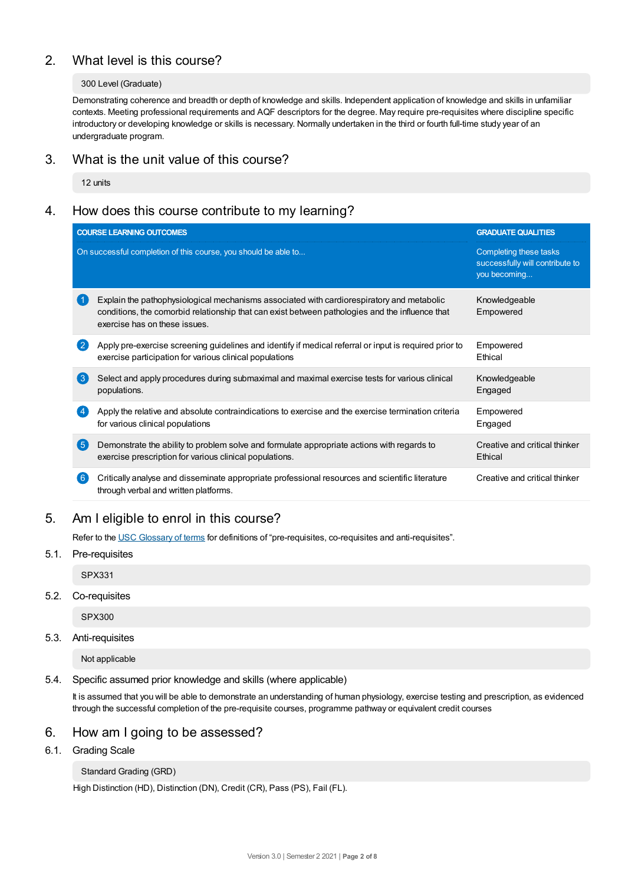## 2. What level is this course?

300 Level (Graduate)

Demonstrating coherence and breadth or depth of knowledge and skills. Independent application of knowledge and skills in unfamiliar contexts. Meeting professional requirements and AQF descriptors for the degree. May require pre-requisites where discipline specific introductory or developing knowledge or skills is necessary. Normally undertaken in the third or fourth full-time study year of an undergraduate program.

## 3. What is the unit value of this course?

12 units

## 4. How does this course contribute to my learning?

| | COURSE LEARNING OUTCOMES<br>On successful completion of this course, you should be able to... | GRADUATE QUALITIES<br>Completing these tasks successfully will contribute to you becoming... |
|---|---|---|
| 1 | Explain the pathophysiological mechanisms associated with cardiorespiratory and metabolic conditions, the comorbid relationship that can exist between pathologies and the influence that exercise has on these issues. | Knowledgeable<br>Empowered |
| 2 | Apply pre-exercise screening guidelines and identify if medical referral or input is required prior to exercise participation for various clinical populations | Empowered<br>Ethical |
| 3 | Select and apply procedures during submaximal and maximal exercise tests for various clinical populations. | Knowledgeable<br>Engaged |
| 4 | Apply the relative and absolute contraindications to exercise and the exercise termination criteria for various clinical populations | Empowered<br>Engaged |
| 5 | Demonstrate the ability to problem solve and formulate appropriate actions with regards to exercise prescription for various clinical populations. | Creative and critical thinker<br>Ethical |
| 6 | Critically analyse and disseminate appropriate professional resources and scientific literature through verbal and written platforms. | Creative and critical thinker |

## 5. Am I eligible to enrol in this course?

Refer to the USC Glossary of terms for definitions of "pre-requisites, co-requisites and anti-requisites".

### 5.1. Pre-requisites

SPX331

### 5.2. Co-requisites

SPX300

### 5.3. Anti-requisites

Not applicable

### 5.4. Specific assumed prior knowledge and skills (where applicable)

It is assumed that you will be able to demonstrate an understanding of human physiology, exercise testing and prescription, as evidenced through the successful completion of the pre-requisite courses, programme pathway or equivalent credit courses

## 6. How am I going to be assessed?

### 6.1. Grading Scale

Standard Grading (GRD)

High Distinction (HD), Distinction (DN), Credit (CR), Pass (PS), Fail (FL).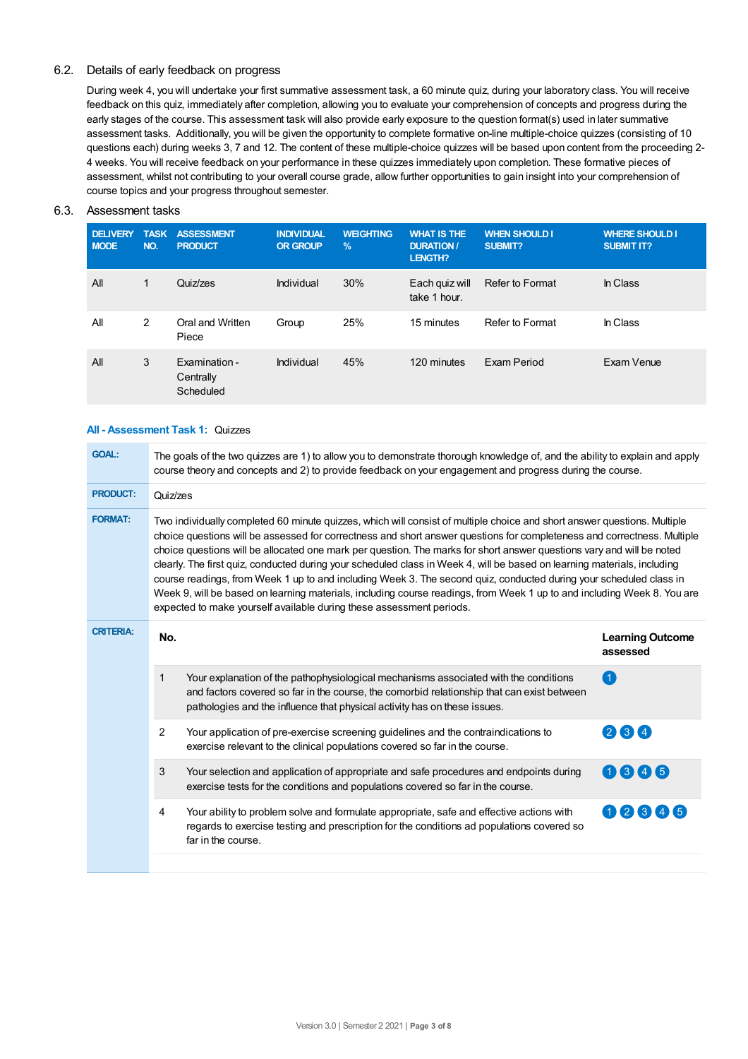## 6.2. Details of early feedback on progress

During week 4, you will undertake your first summative assessment task, a 60 minute quiz, during your laboratory class. You will receive feedback on this quiz, immediately after completion, allowing you to evaluate your comprehension of concepts and progress during the early stages of the course. This assessment task will also provide early exposure to the question format(s) used in later summative assessment tasks. Additionally, you will be given the opportunity to complete formative on-line multiple-choice quizzes (consisting of 10 questions each) during weeks 3, 7 and 12. The content of these multiple-choice quizzes will be based upon content from the proceeding 2-4 weeks. You will receive feedback on your performance in these quizzes immediately upon completion. These formative pieces of assessment, whilst not contributing to your overall course grade, allow further opportunities to gain insight into your comprehension of course topics and your progress throughout semester.

## 6.3. Assessment tasks

| DELIVERY MODE | TASK NO. | ASSESSMENT PRODUCT | INDIVIDUAL OR GROUP | WEIGHTING % | WHAT IS THE DURATION / LENGTH? | WHEN SHOULD I SUBMIT? | WHERE SHOULD I SUBMIT IT? |
|---|---|---|---|---|---|---|---|
| All | 1 | Quiz/zes | Individual | 30% | Each quiz will take 1 hour. | Refer to Format | In Class |
| All | 2 | Oral and Written Piece | Group | 25% | 15 minutes | Refer to Format | In Class |
| All | 3 | Examination - Centrally Scheduled | Individual | 45% | 120 minutes | Exam Period | Exam Venue |

### All - Assessment Task 1: Quizzes

**GOAL:** The goals of the two quizzes are 1) to allow you to demonstrate thorough knowledge of, and the ability to explain and apply course theory and concepts and 2) to provide feedback on your engagement and progress during the course.

**PRODUCT:** Quiz/zes

**FORMAT:** Two individually completed 60 minute quizzes, which will consist of multiple choice and short answer questions. Multiple choice questions will be assessed for correctness and short answer questions for completeness and correctness. Multiple choice questions will be allocated one mark per question. The marks for short answer questions vary and will be noted clearly. The first quiz, conducted during your scheduled class in Week 4, will be based on learning materials, including course readings, from Week 1 up to and including Week 3. The second quiz, conducted during your scheduled class in Week 9, will be based on learning materials, including course readings, from Week 1 up to and including Week 8. You are expected to make yourself available during these assessment periods.

**CRITERIA:**

| No. | | Learning Outcome assessed |
|---|---|---|
| 1 | Your explanation of the pathophysiological mechanisms associated with the conditions and factors covered so far in the course, the comorbid relationship that can exist between pathologies and the influence that physical activity has on these issues. | 1 |
| 2 | Your application of pre-exercise screening guidelines and the contraindications to exercise relevant to the clinical populations covered so far in the course. | 2 3 4 |
| 3 | Your selection and application of appropriate and safe procedures and endpoints during exercise tests for the conditions and populations covered so far in the course. | 1 3 4 5 |
| 4 | Your ability to problem solve and formulate appropriate, safe and effective actions with regards to exercise testing and prescription for the conditions ad populations covered so far in the course. | 1 2 3 4 5 |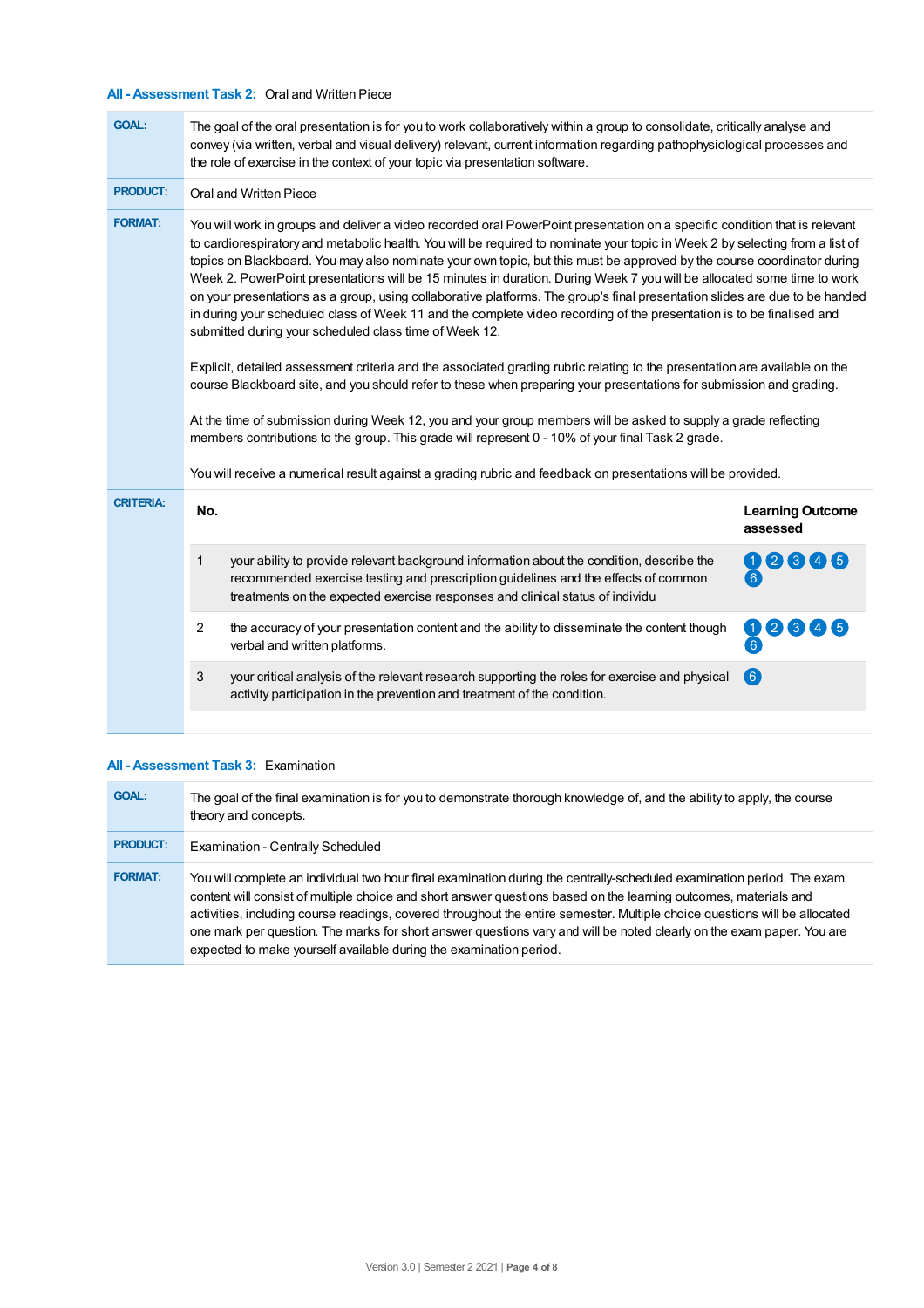### All - Assessment Task 2: Oral and Written Piece

**GOAL:** The goal of the oral presentation is for you to work collaboratively within a group to consolidate, critically analyse and convey (via written, verbal and visual delivery) relevant, current information regarding pathophysiological processes and the role of exercise in the context of your topic via presentation software.

**PRODUCT:** Oral and Written Piece

**FORMAT:** You will work in groups and deliver a video recorded oral PowerPoint presentation on a specific condition that is relevant to cardiorespiratory and metabolic health. You will be required to nominate your topic in Week 2 by selecting from a list of topics on Blackboard. You may also nominate your own topic, but this must be approved by the course coordinator during Week 2. PowerPoint presentations will be 15 minutes in duration. During Week 7 you will be allocated some time to work on your presentations as a group, using collaborative platforms. The group's final presentation slides are due to be handed in during your scheduled class of Week 11 and the complete video recording of the presentation is to be finalised and submitted during your scheduled class time of Week 12.

Explicit, detailed assessment criteria and the associated grading rubric relating to the presentation are available on the course Blackboard site, and you should refer to these when preparing your presentations for submission and grading.

At the time of submission during Week 12, you and your group members will be asked to supply a grade reflecting members contributions to the group. This grade will represent 0 - 10% of your final Task 2 grade.

You will receive a numerical result against a grading rubric and feedback on presentations will be provided.

**CRITERIA:**

| No. | | Learning Outcome assessed |
|---|---|---|
| 1 | your ability to provide relevant background information about the condition, describe the recommended exercise testing and prescription guidelines and the effects of common treatments on the expected exercise responses and clinical status of individu | 1 2 3 4 5 6 |
| 2 | the accuracy of your presentation content and the ability to disseminate the content though verbal and written platforms. | 1 2 3 4 5 6 |
| 3 | your critical analysis of the relevant research supporting the roles for exercise and physical activity participation in the prevention and treatment of the condition. | 6 |

### All - Assessment Task 3: Examination

**GOAL:** The goal of the final examination is for you to demonstrate thorough knowledge of, and the ability to apply, the course theory and concepts.

**PRODUCT:** Examination - Centrally Scheduled

**FORMAT:** You will complete an individual two hour final examination during the centrally-scheduled examination period. The exam content will consist of multiple choice and short answer questions based on the learning outcomes, materials and activities, including course readings, covered throughout the entire semester. Multiple choice questions will be allocated one mark per question. The marks for short answer questions vary and will be noted clearly on the exam paper. You are expected to make yourself available during the examination period.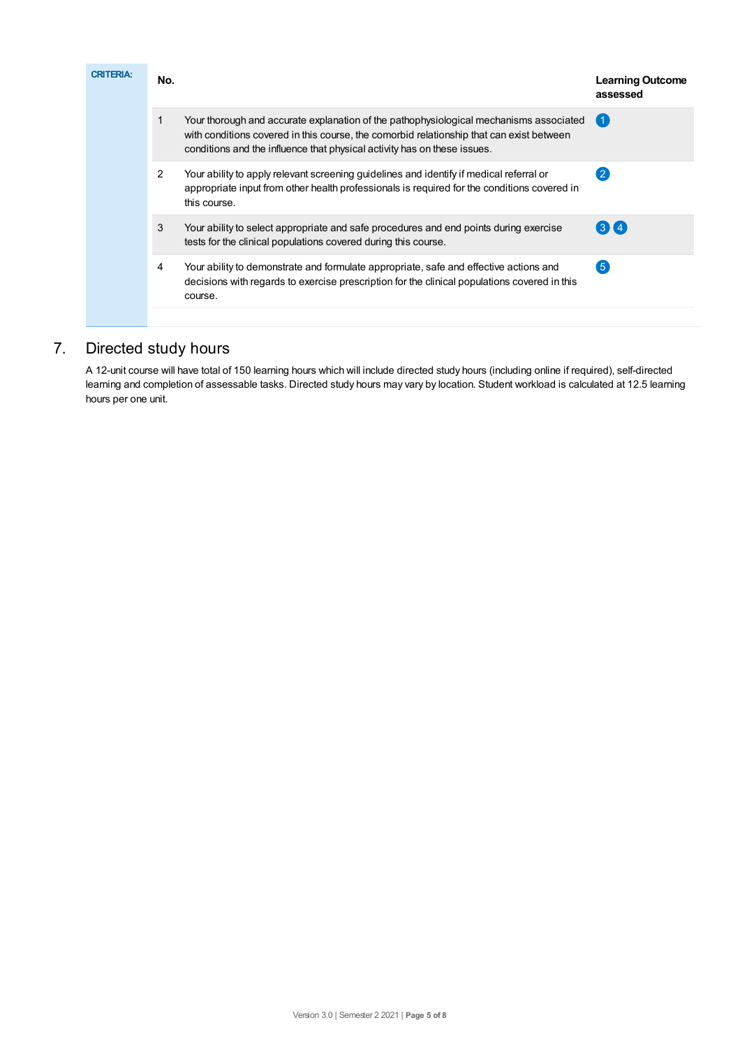**CRITERIA:**

| No. | | Learning Outcome assessed |
|---|---|---|
| 1 | Your thorough and accurate explanation of the pathophysiological mechanisms associated with conditions covered in this course, the comorbid relationship that can exist between conditions and the influence that physical activity has on these issues. | 1 |
| 2 | Your ability to apply relevant screening guidelines and identify if medical referral or appropriate input from other health professionals is required for the conditions covered in this course. | 2 |
| 3 | Your ability to select appropriate and safe procedures and end points during exercise tests for the clinical populations covered during this course. | 3 4 |
| 4 | Your ability to demonstrate and formulate appropriate, safe and effective actions and decisions with regards to exercise prescription for the clinical populations covered in this course. | 5 |

## 7. Directed study hours

A 12-unit course will have total of 150 learning hours which will include directed study hours (including online if required), self-directed learning and completion of assessable tasks. Directed study hours may vary by location. Student workload is calculated at 12.5 learning hours per one unit.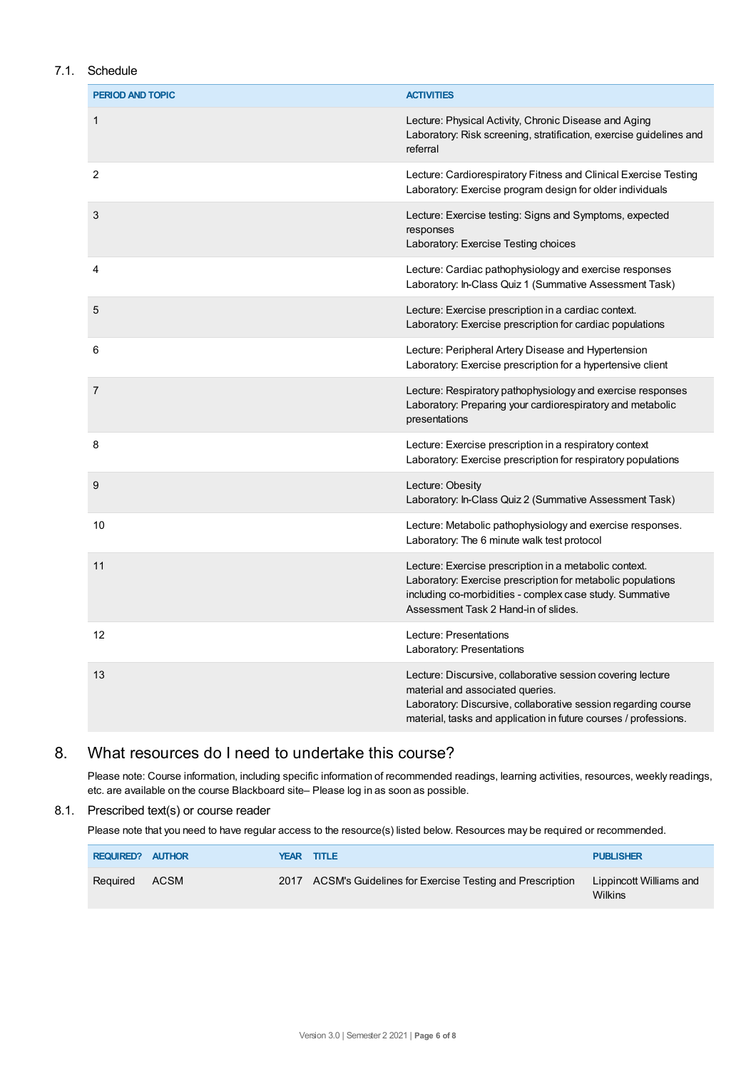### 7.1. Schedule

| PERIOD AND TOPIC | ACTIVITIES |
|---|---|
| 1 | Lecture: Physical Activity, Chronic Disease and Aging<br>Laboratory: Risk screening, stratification, exercise guidelines and referral |
| 2 | Lecture: Cardiorespiratory Fitness and Clinical Exercise Testing<br>Laboratory: Exercise program design for older individuals |
| 3 | Lecture: Exercise testing: Signs and Symptoms, expected responses<br>Laboratory: Exercise Testing choices |
| 4 | Lecture: Cardiac pathophysiology and exercise responses<br>Laboratory: In-Class Quiz 1 (Summative Assessment Task) |
| 5 | Lecture: Exercise prescription in a cardiac context.<br>Laboratory: Exercise prescription for cardiac populations |
| 6 | Lecture: Peripheral Artery Disease and Hypertension<br>Laboratory: Exercise prescription for a hypertensive client |
| 7 | Lecture: Respiratory pathophysiology and exercise responses<br>Laboratory: Preparing your cardiorespiratory and metabolic presentations |
| 8 | Lecture: Exercise prescription in a respiratory context<br>Laboratory: Exercise prescription for respiratory populations |
| 9 | Lecture: Obesity<br>Laboratory: In-Class Quiz 2 (Summative Assessment Task) |
| 10 | Lecture: Metabolic pathophysiology and exercise responses.<br>Laboratory: The 6 minute walk test protocol |
| 11 | Lecture: Exercise prescription in a metabolic context.<br>Laboratory: Exercise prescription for metabolic populations including co-morbidities - complex case study. Summative Assessment Task 2 Hand-in of slides. |
| 12 | Lecture: Presentations<br>Laboratory: Presentations |
| 13 | Lecture: Discursive, collaborative session covering lecture material and associated queries.<br>Laboratory: Discursive, collaborative session regarding course material, tasks and application in future courses / professions. |

## 8. What resources do I need to undertake this course?

Please note: Course information, including specific information of recommended readings, learning activities, resources, weekly readings, etc. are available on the course Blackboard site– Please log in as soon as possible.

### 8.1. Prescribed text(s) or course reader

Please note that you need to have regular access to the resource(s) listed below. Resources may be required or recommended.

| REQUIRED? | AUTHOR | YEAR | TITLE | PUBLISHER |
|---|---|---|---|---|
| Required | ACSM | 2017 | ACSM's Guidelines for Exercise Testing and Prescription | Lippincott Williams and Wilkins |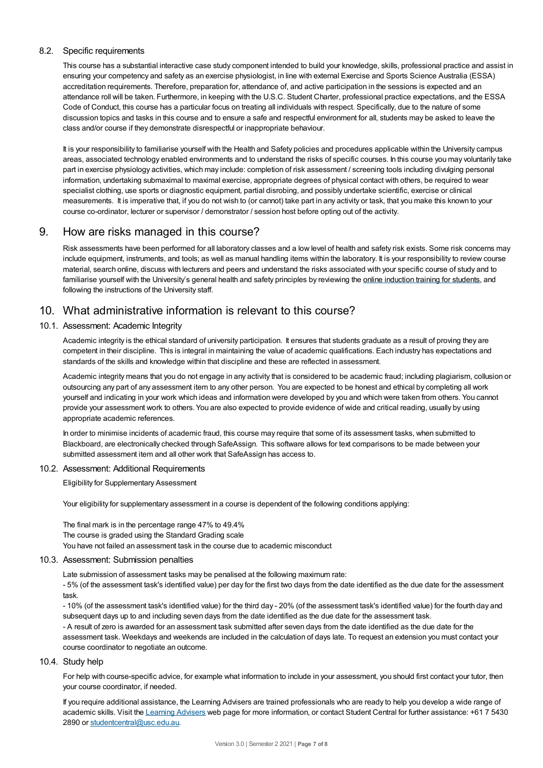### 8.2. Specific requirements

This course has a substantial interactive case study component intended to build your knowledge, skills, professional practice and assist in ensuring your competency and safety as an exercise physiologist, in line with external Exercise and Sports Science Australia (ESSA) accreditation requirements. Therefore, preparation for, attendance of, and active participation in the sessions is expected and an attendance roll will be taken. Furthermore, in keeping with the U.S.C. Student Charter, professional practice expectations, and the ESSA Code of Conduct, this course has a particular focus on treating all individuals with respect. Specifically, due to the nature of some discussion topics and tasks in this course and to ensure a safe and respectful environment for all, students may be asked to leave the class and/or course if they demonstrate disrespectful or inappropriate behaviour.

It is your responsibility to familiarise yourself with the Health and Safety policies and procedures applicable within the University campus areas, associated technology enabled environments and to understand the risks of specific courses. In this course you may voluntarily take part in exercise physiology activities, which may include: completion of risk assessment / screening tools including divulging personal information, undertaking submaximal to maximal exercise, appropriate degrees of physical contact with others, be required to wear specialist clothing, use sports or diagnostic equipment, partial disrobing, and possibly undertake scientific, exercise or clinical measurements. It is imperative that, if you do not wish to (or cannot) take part in any activity or task, that you make this known to your course co-ordinator, lecturer or supervisor / demonstrator / session host before opting out of the activity.

## 9. How are risks managed in this course?

Risk assessments have been performed for all laboratory classes and a low level of health and safety risk exists. Some risk concerns may include equipment, instruments, and tools; as well as manual handling items within the laboratory. It is your responsibility to review course material, search online, discuss with lecturers and peers and understand the risks associated with your specific course of study and to familiarise yourself with the University's general health and safety principles by reviewing the online induction training for students, and following the instructions of the University staff.

## 10. What administrative information is relevant to this course?

### 10.1. Assessment: Academic Integrity

Academic integrity is the ethical standard of university participation. It ensures that students graduate as a result of proving they are competent in their discipline. This is integral in maintaining the value of academic qualifications. Each industry has expectations and standards of the skills and knowledge within that discipline and these are reflected in assessment.

Academic integrity means that you do not engage in any activity that is considered to be academic fraud; including plagiarism, collusion or outsourcing any part of any assessment item to any other person. You are expected to be honest and ethical by completing all work yourself and indicating in your work which ideas and information were developed by you and which were taken from others. You cannot provide your assessment work to others. You are also expected to provide evidence of wide and critical reading, usually by using appropriate academic references.

In order to minimise incidents of academic fraud, this course may require that some of its assessment tasks, when submitted to Blackboard, are electronically checked through SafeAssign. This software allows for text comparisons to be made between your submitted assessment item and all other work that SafeAssign has access to.

### 10.2. Assessment: Additional Requirements

Eligibility for Supplementary Assessment

Your eligibility for supplementary assessment in a course is dependent of the following conditions applying:

The final mark is in the percentage range 47% to 49.4%
The course is graded using the Standard Grading scale
You have not failed an assessment task in the course due to academic misconduct

### 10.3. Assessment: Submission penalties

Late submission of assessment tasks may be penalised at the following maximum rate:
- 5% (of the assessment task's identified value) per day for the first two days from the date identified as the due date for the assessment task.
- 10% (of the assessment task's identified value) for the third day - 20% (of the assessment task's identified value) for the fourth day and subsequent days up to and including seven days from the date identified as the due date for the assessment task.
- A result of zero is awarded for an assessment task submitted after seven days from the date identified as the due date for the assessment task. Weekdays and weekends are included in the calculation of days late. To request an extension you must contact your course coordinator to negotiate an outcome.

### 10.4. Study help

For help with course-specific advice, for example what information to include in your assessment, you should first contact your tutor, then your course coordinator, if needed.

If you require additional assistance, the Learning Advisers are trained professionals who are ready to help you develop a wide range of academic skills. Visit the Learning Advisers web page for more information, or contact Student Central for further assistance: +61 7 5430 2890 or studentcentral@usc.edu.au.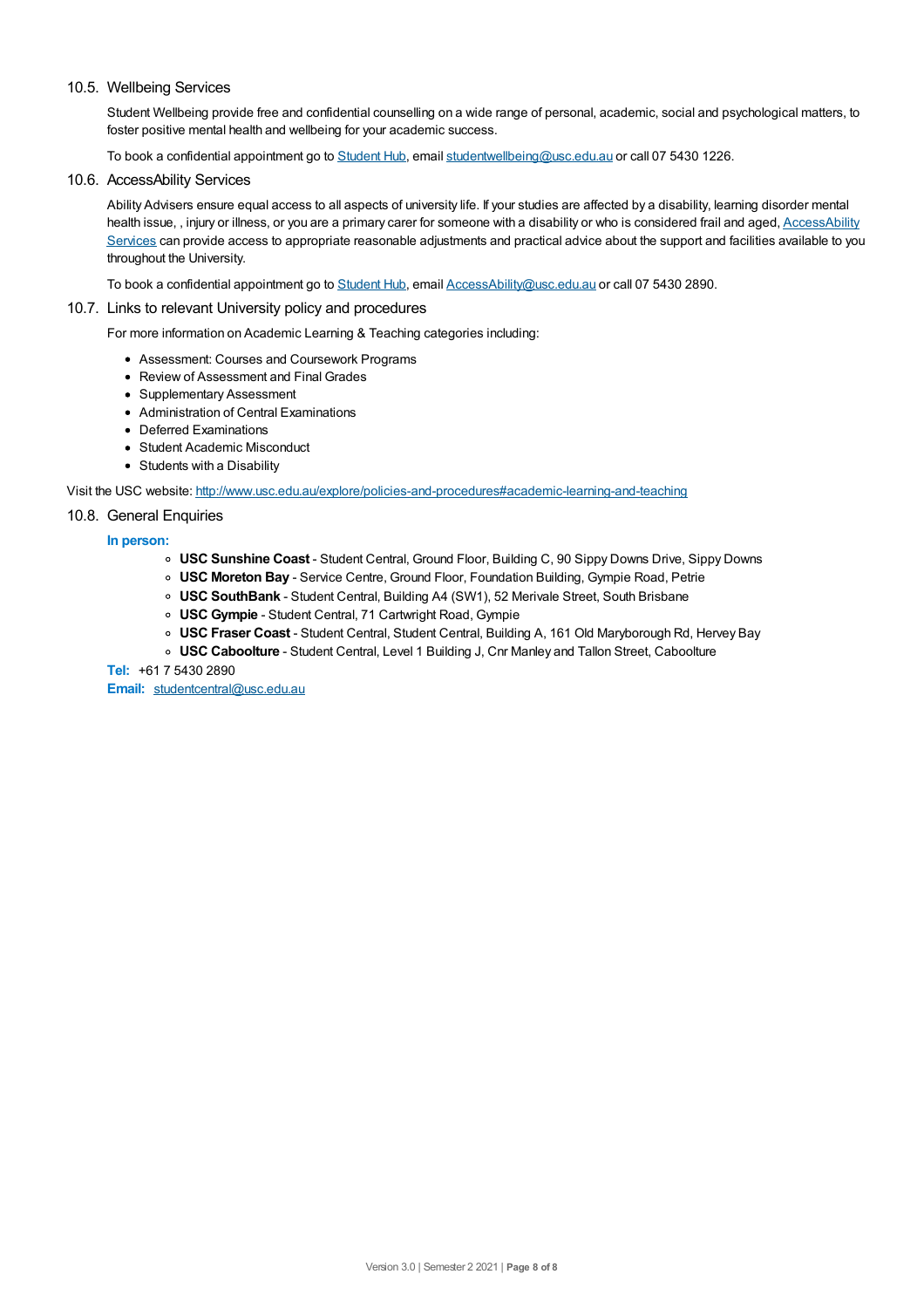### 10.5. Wellbeing Services

Student Wellbeing provide free and confidential counselling on a wide range of personal, academic, social and psychological matters, to foster positive mental health and wellbeing for your academic success.

To book a confidential appointment go to [Student Hub](#), email [studentwellbeing@usc.edu.au](mailto:studentwellbeing@usc.edu.au) or call 07 5430 1226.

### 10.6. AccessAbility Services

Ability Advisers ensure equal access to all aspects of university life. If your studies are affected by a disability, learning disorder mental health issue, , injury or illness, or you are a primary carer for someone with a disability or who is considered frail and aged, [AccessAbility Services](#) can provide access to appropriate reasonable adjustments and practical advice about the support and facilities available to you throughout the University.

To book a confidential appointment go to [Student Hub](#), email [AccessAbility@usc.edu.au](mailto:AccessAbility@usc.edu.au) or call 07 5430 2890.

### 10.7. Links to relevant University policy and procedures

For more information on Academic Learning & Teaching categories including:

- Assessment: Courses and Coursework Programs
- Review of Assessment and Final Grades
- Supplementary Assessment
- Administration of Central Examinations
- Deferred Examinations
- Student Academic Misconduct
- Students with a Disability

Visit the USC website: [http://www.usc.edu.au/explore/policies-and-procedures#academic-learning-and-teaching](http://www.usc.edu.au/explore/policies-and-procedures#academic-learning-and-teaching)

### 10.8. General Enquiries

**In person:**

- **USC Sunshine Coast** - Student Central, Ground Floor, Building C, 90 Sippy Downs Drive, Sippy Downs
- **USC Moreton Bay** - Service Centre, Ground Floor, Foundation Building, Gympie Road, Petrie
- **USC SouthBank** - Student Central, Building A4 (SW1), 52 Merivale Street, South Brisbane
- **USC Gympie** - Student Central, 71 Cartwright Road, Gympie
- **USC Fraser Coast** - Student Central, Student Central, Building A, 161 Old Maryborough Rd, Hervey Bay
- **USC Caboolture** - Student Central, Level 1 Building J, Cnr Manley and Tallon Street, Caboolture

**Tel:** +61 7 5430 2890

**Email:** [studentcentral@usc.edu.au](mailto:studentcentral@usc.edu.au)